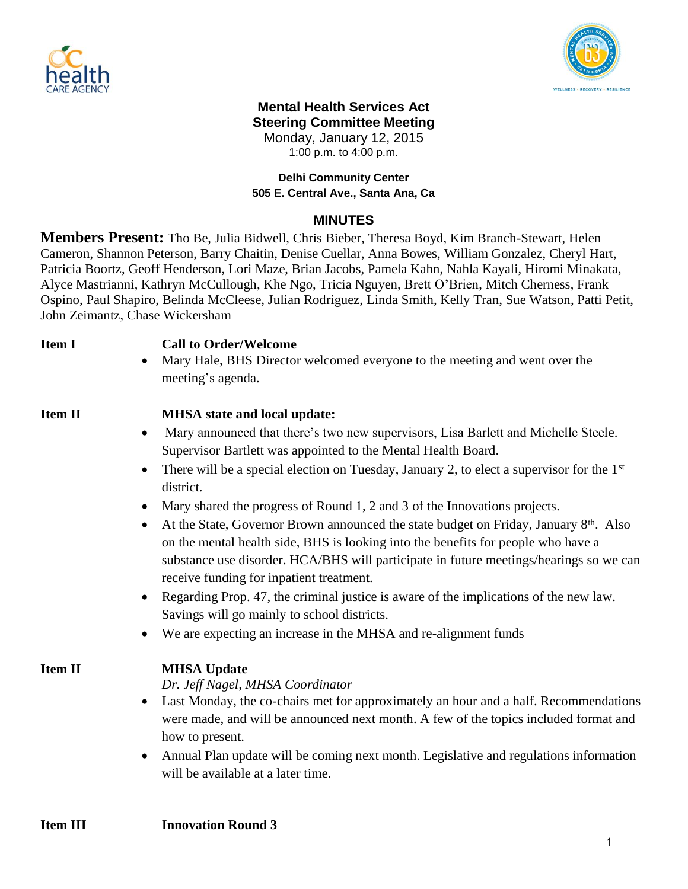**Mental Health Services Act**
**Steering Committee Meeting**
Monday, January 12, 2015
1:00 p.m. to 4:00 p.m.

**Delhi Community Center**
**505 E. Central Ave., Santa Ana, Ca**

## MINUTES

**Members Present:** Tho Be, Julia Bidwell, Chris Bieber, Theresa Boyd, Kim Branch-Stewart, Helen Cameron, Shannon Peterson, Barry Chaitin, Denise Cuellar, Anna Bowes, William Gonzalez, Cheryl Hart, Patricia Boortz, Geoff Henderson, Lori Maze, Brian Jacobs, Pamela Kahn, Nahla Kayali, Hiromi Minakata, Alyce Mastrianni, Kathryn McCullough, Khe Ngo, Tricia Nguyen, Brett O'Brien, Mitch Cherness, Frank Ospino, Paul Shapiro, Belinda McCleese, Julian Rodriguez, Linda Smith, Kelly Tran, Sue Watson, Patti Petit, John Zeimantz, Chase Wickersham

**Item I** **Call to Order/Welcome**

- Mary Hale, BHS Director welcomed everyone to the meeting and went over the meeting's agenda.

**Item II** **MHSA state and local update:**

- Mary announced that there's two new supervisors, Lisa Barlett and Michelle Steele. Supervisor Bartlett was appointed to the Mental Health Board.
- There will be a special election on Tuesday, January 2, to elect a supervisor for the 1st district.
- Mary shared the progress of Round 1, 2 and 3 of the Innovations projects.
- At the State, Governor Brown announced the state budget on Friday, January 8th. Also on the mental health side, BHS is looking into the benefits for people who have a substance use disorder. HCA/BHS will participate in future meetings/hearings so we can receive funding for inpatient treatment.
- Regarding Prop. 47, the criminal justice is aware of the implications of the new law. Savings will go mainly to school districts.
- We are expecting an increase in the MHSA and re-alignment funds

**Item II** **MHSA Update**
*Dr. Jeff Nagel, MHSA Coordinator*

- Last Monday, the co-chairs met for approximately an hour and a half. Recommendations were made, and will be announced next month. A few of the topics included format and how to present.
- Annual Plan update will be coming next month. Legislative and regulations information will be available at a later time.

**Item III** **Innovation Round 3**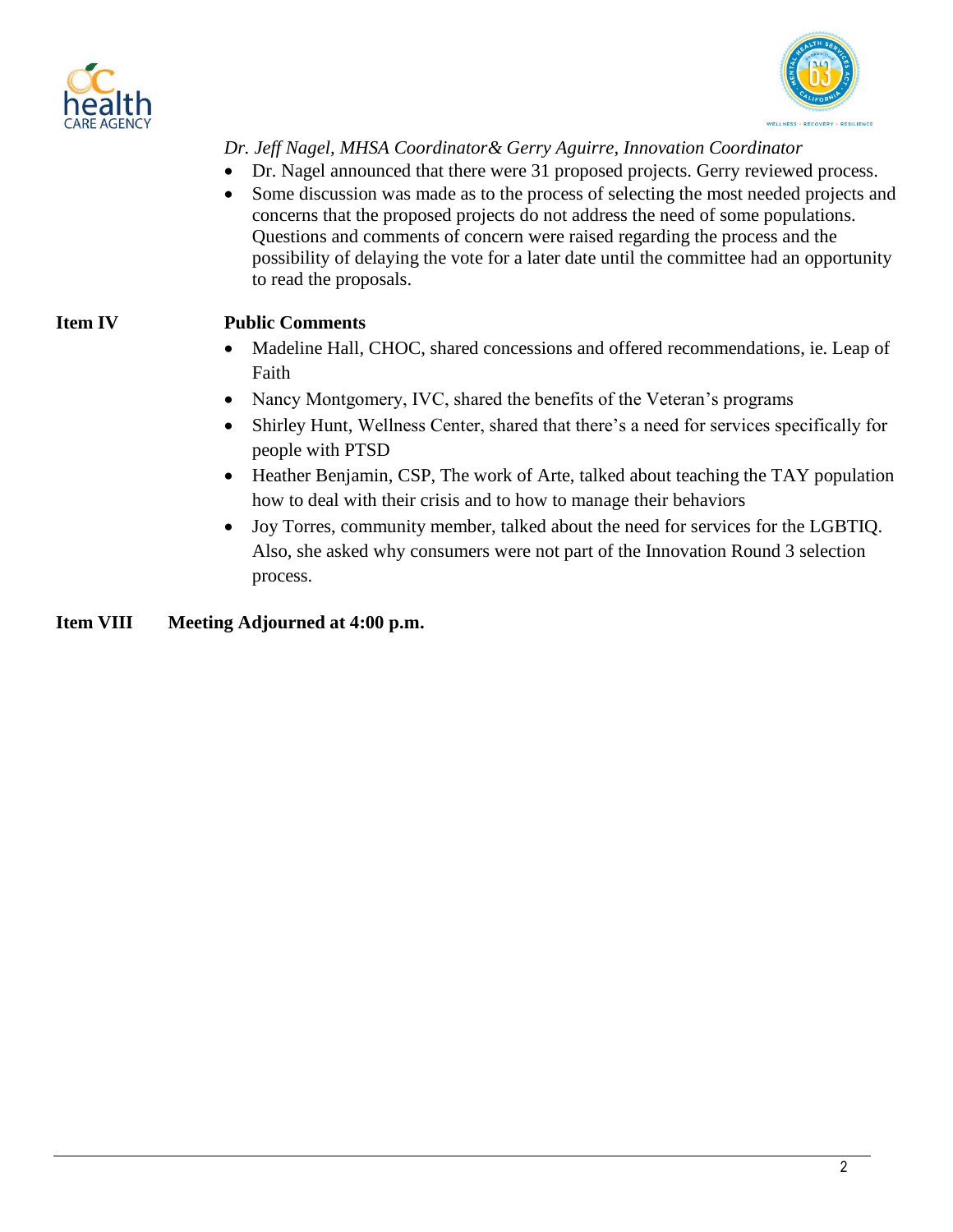*Dr. Jeff Nagel, MHSA Coordinator& Gerry Aguirre, Innovation Coordinator*

- Dr. Nagel announced that there were 31 proposed projects. Gerry reviewed process.
- Some discussion was made as to the process of selecting the most needed projects and concerns that the proposed projects do not address the need of some populations. Questions and comments of concern were raised regarding the process and the possibility of delaying the vote for a later date until the committee had an opportunity to read the proposals.

**Item IV** **Public Comments**

- Madeline Hall, CHOC, shared concessions and offered recommendations, ie. Leap of Faith
- Nancy Montgomery, IVC, shared the benefits of the Veteran's programs
- Shirley Hunt, Wellness Center, shared that there's a need for services specifically for people with PTSD
- Heather Benjamin, CSP, The work of Arte, talked about teaching the TAY population how to deal with their crisis and to how to manage their behaviors
- Joy Torres, community member, talked about the need for services for the LGBTIQ. Also, she asked why consumers were not part of the Innovation Round 3 selection process.

**Item VIII** **Meeting Adjourned at 4:00 p.m.**